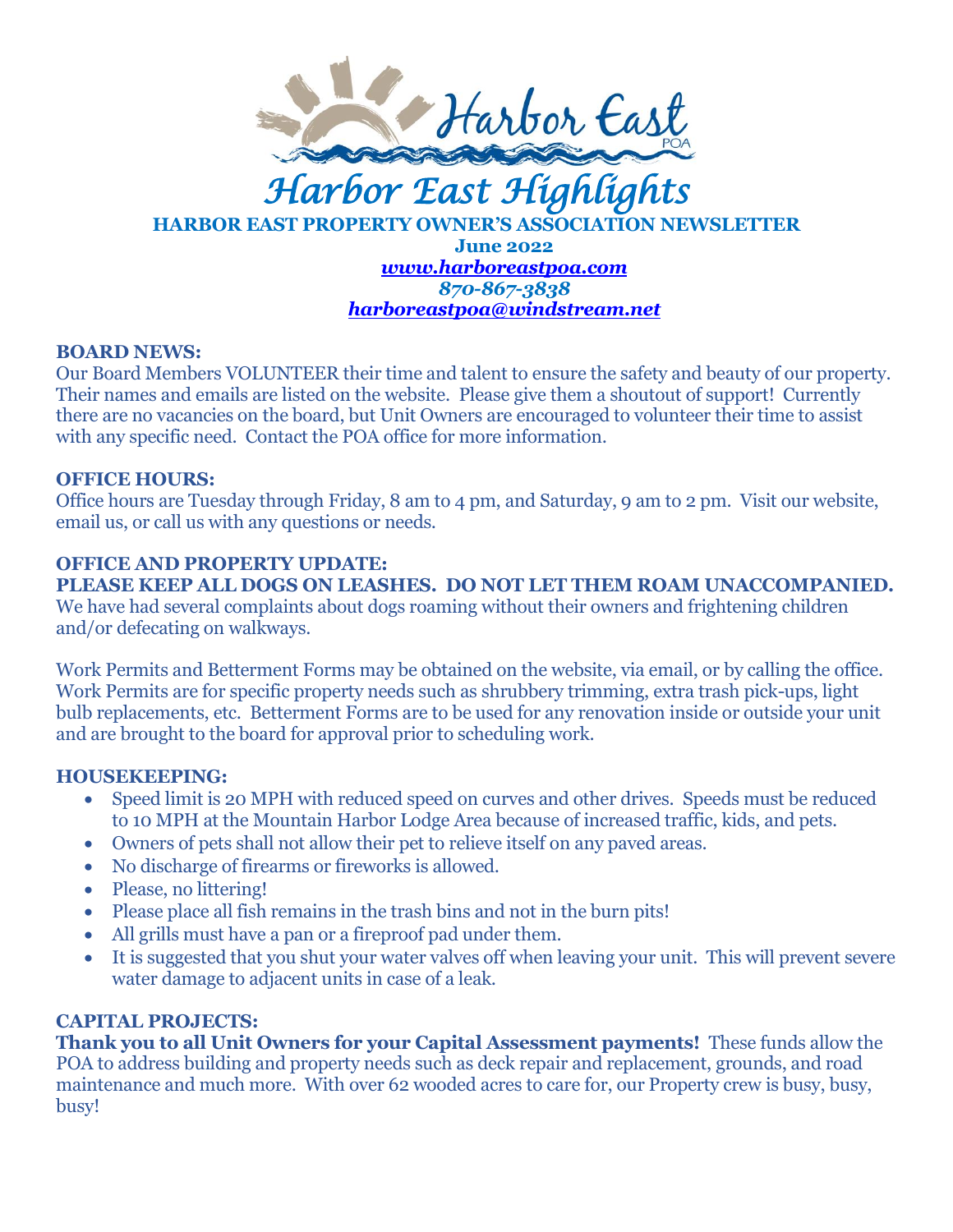# Harbor East Highlights

**HARBOR EAST PROPERTY OWNER'S ASSOCIATION NEWSLETTER**

**June 2022**

*[www.harboreastpoa.com](http://www.harboreastpoa.com)*

*870-867-3838*

*[harboreastpoa@windstream.net](mailto:harboreastpoa@windstream.net)*

**BOARD NEWS:**

Our Board Members VOLUNTEER their time and talent to ensure the safety and beauty of our property. Their names and emails are listed on the website. Please give them a shoutout of support! Currently there are no vacancies on the board, but Unit Owners are encouraged to volunteer their time to assist with any specific need. Contact the POA office for more information.

**OFFICE HOURS:**

Office hours are Tuesday through Friday, 8 am to 4 pm, and Saturday, 9 am to 2 pm. Visit our website, email us, or call us with any questions or needs.

**OFFICE AND PROPERTY UPDATE:**

**PLEASE KEEP ALL DOGS ON LEASHES. DO NOT LET THEM ROAM UNACCOMPANIED.** We have had several complaints about dogs roaming without their owners and frightening children and/or defecating on walkways.

Work Permits and Betterment Forms may be obtained on the website, via email, or by calling the office. Work Permits are for specific property needs such as shrubbery trimming, extra trash pick-ups, light bulb replacements, etc. Betterment Forms are to be used for any renovation inside or outside your unit and are brought to the board for approval prior to scheduling work.

**HOUSEKEEPING:**

- Speed limit is 20 MPH with reduced speed on curves and other drives. Speeds must be reduced to 10 MPH at the Mountain Harbor Lodge Area because of increased traffic, kids, and pets.
- Owners of pets shall not allow their pet to relieve itself on any paved areas.
- No discharge of firearms or fireworks is allowed.
- Please, no littering!
- Please place all fish remains in the trash bins and not in the burn pits!
- All grills must have a pan or a fireproof pad under them.
- It is suggested that you shut your water valves off when leaving your unit. This will prevent severe water damage to adjacent units in case of a leak.

**CAPITAL PROJECTS:**

**Thank you to all Unit Owners for your Capital Assessment payments!** These funds allow the POA to address building and property needs such as deck repair and replacement, grounds, and road maintenance and much more. With over 62 wooded acres to care for, our Property crew is busy, busy, busy!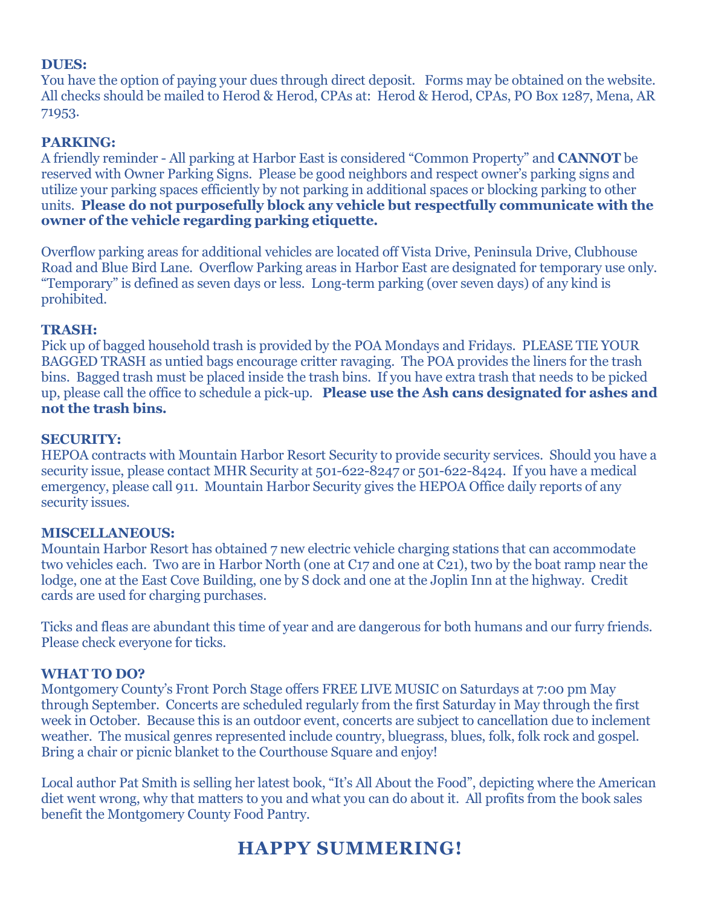**DUES:**
You have the option of paying your dues through direct deposit. Forms may be obtained on the website. All checks should be mailed to Herod & Herod, CPAs at: Herod & Herod, CPAs, PO Box 1287, Mena, AR 71953.

**PARKING:**
A friendly reminder - All parking at Harbor East is considered "Common Property" and **CANNOT** be reserved with Owner Parking Signs. Please be good neighbors and respect owner's parking signs and utilize your parking spaces efficiently by not parking in additional spaces or blocking parking to other units. **Please do not purposefully block any vehicle but respectfully communicate with the owner of the vehicle regarding parking etiquette.**

Overflow parking areas for additional vehicles are located off Vista Drive, Peninsula Drive, Clubhouse Road and Blue Bird Lane. Overflow Parking areas in Harbor East are designated for temporary use only. "Temporary" is defined as seven days or less. Long-term parking (over seven days) of any kind is prohibited.

**TRASH:**
Pick up of bagged household trash is provided by the POA Mondays and Fridays. PLEASE TIE YOUR BAGGED TRASH as untied bags encourage critter ravaging. The POA provides the liners for the trash bins. Bagged trash must be placed inside the trash bins. If you have extra trash that needs to be picked up, please call the office to schedule a pick-up. **Please use the Ash cans designated for ashes and not the trash bins.**

**SECURITY:**
HEPOA contracts with Mountain Harbor Resort Security to provide security services. Should you have a security issue, please contact MHR Security at 501-622-8247 or 501-622-8424. If you have a medical emergency, please call 911. Mountain Harbor Security gives the HEPOA Office daily reports of any security issues.

**MISCELLANEOUS:**
Mountain Harbor Resort has obtained 7 new electric vehicle charging stations that can accommodate two vehicles each. Two are in Harbor North (one at C17 and one at C21), two by the boat ramp near the lodge, one at the East Cove Building, one by S dock and one at the Joplin Inn at the highway. Credit cards are used for charging purchases.

Ticks and fleas are abundant this time of year and are dangerous for both humans and our furry friends. Please check everyone for ticks.

**WHAT TO DO?**
Montgomery County's Front Porch Stage offers FREE LIVE MUSIC on Saturdays at 7:00 pm May through September. Concerts are scheduled regularly from the first Saturday in May through the first week in October. Because this is an outdoor event, concerts are subject to cancellation due to inclement weather. The musical genres represented include country, bluegrass, blues, folk, folk rock and gospel. Bring a chair or picnic blanket to the Courthouse Square and enjoy!

Local author Pat Smith is selling her latest book, "It's All About the Food", depicting where the American diet went wrong, why that matters to you and what you can do about it. All profits from the book sales benefit the Montgomery County Food Pantry.

## HAPPY SUMMERING!